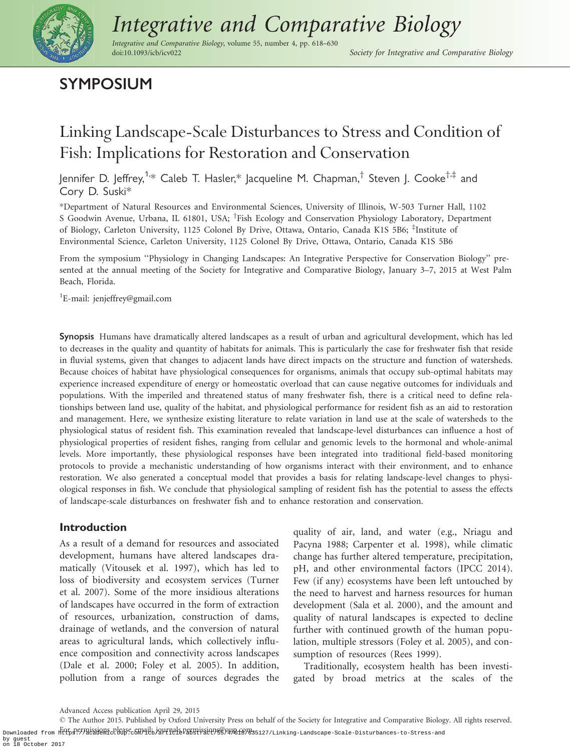## SYMPOSIUM

# Linking Landscape-Scale Disturbances to Stress and Condition of Fish: Implications for Restoration and Conservation

Jennifer D. Jeffrey,[1,*] Caleb T. Hasler,[*] Jacqueline M. Chapman,[†] Steven J. Cooke[†,‡] and Cory D. Suski[*]

[*]Department of Natural Resources and Environmental Sciences, University of Illinois, W-503 Turner Hall, 1102 S Goodwin Avenue, Urbana, IL 61801, USA; [†]Fish Ecology and Conservation Physiology Laboratory, Department of Biology, Carleton University, 1125 Colonel By Drive, Ottawa, Ontario, Canada K1S 5B6; [‡]Institute of Environmental Science, Carleton University, 1125 Colonel By Drive, Ottawa, Ontario, Canada K1S 5B6

From the symposium "Physiology in Changing Landscapes: An Integrative Perspective for Conservation Biology" presented at the annual meeting of the Society for Integrative and Comparative Biology, January 3–7, 2015 at West Palm Beach, Florida.

[1]E-mail: jenjeffrey@gmail.com

**Synopsis** Humans have dramatically altered landscapes as a result of urban and agricultural development, which has led to decreases in the quality and quantity of habitats for animals. This is particularly the case for freshwater fish that reside in fluvial systems, given that changes to adjacent lands have direct impacts on the structure and function of watersheds. Because choices of habitat have physiological consequences for organisms, animals that occupy sub-optimal habitats may experience increased expenditure of energy or homeostatic overload that can cause negative outcomes for individuals and populations. With the imperiled and threatened status of many freshwater fish, there is a critical need to define relationships between land use, quality of the habitat, and physiological performance for resident fish as an aid to restoration and management. Here, we synthesize existing literature to relate variation in land use at the scale of watersheds to the physiological status of resident fish. This examination revealed that landscape-level disturbances can influence a host of physiological properties of resident fishes, ranging from cellular and genomic levels to the hormonal and whole-animal levels. More importantly, these physiological responses have been integrated into traditional field-based monitoring protocols to provide a mechanistic understanding of how organisms interact with their environment, and to enhance restoration. We also generated a conceptual model that provides a basis for relating landscape-level changes to physiological responses in fish. We conclude that physiological sampling of resident fish has the potential to assess the effects of landscape-scale disturbances on freshwater fish and to enhance restoration and conservation.

## Introduction

As a result of a demand for resources and associated development, humans have altered landscapes dramatically (Vitousek et al. 1997), which has led to loss of biodiversity and ecosystem services (Turner et al. 2007). Some of the more insidious alterations of landscapes have occurred in the form of extraction of resources, urbanization, construction of dams, drainage of wetlands, and the conversion of natural areas to agricultural lands, which collectively influence composition and connectivity across landscapes (Dale et al. 2000; Foley et al. 2005). In addition, pollution from a range of sources degrades the quality of air, land, and water (e.g., Nriagu and Pacyna 1988; Carpenter et al. 1998), while climatic change has further altered temperature, precipitation, pH, and other environmental factors (IPCC 2014). Few (if any) ecosystems have been left untouched by the need to harvest and harness resources for human development (Sala et al. 2000), and the amount and quality of natural landscapes is expected to decline further with continued growth of the human population, multiple stressors (Foley et al. 2005), and consumption of resources (Rees 1999).

Traditionally, ecosystem health has been investigated by broad metrics at the scales of the

Advanced Access publication April 29, 2015

© The Author 2015. Published by Oxford University Press on behalf of the Society for Integrative and Comparative Biology. All rights reserved. For permissions please email: journals.permissions@oup.com.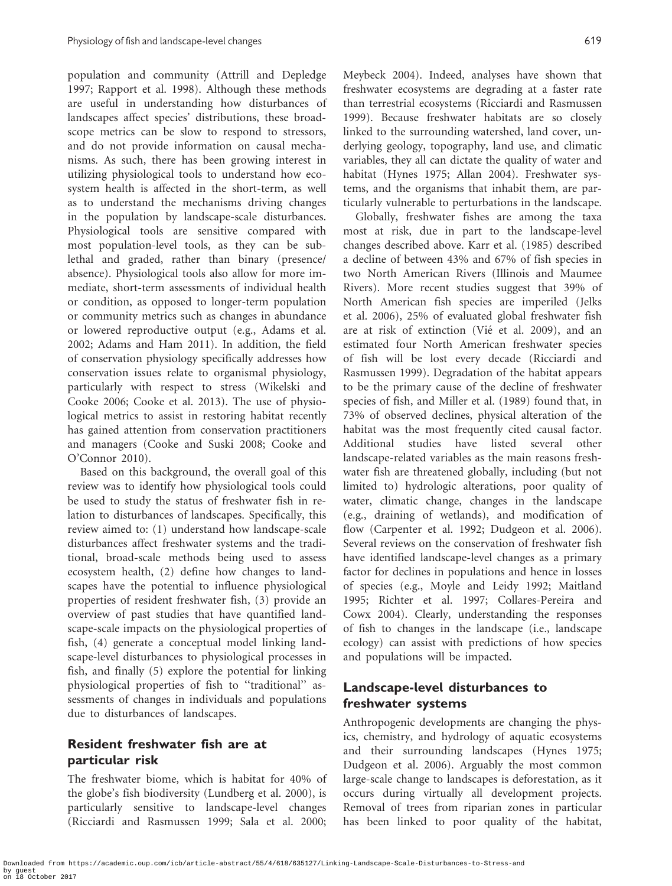population and community (Attrill and Depledge 1997; Rapport et al. 1998). Although these methods are useful in understanding how disturbances of landscapes affect species' distributions, these broad-scope metrics can be slow to respond to stressors, and do not provide information on causal mechanisms. As such, there has been growing interest in utilizing physiological tools to understand how ecosystem health is affected in the short-term, as well as to understand the mechanisms driving changes in the population by landscape-scale disturbances. Physiological tools are sensitive compared with most population-level tools, as they can be sublethal and graded, rather than binary (presence/absence). Physiological tools also allow for more immediate, short-term assessments of individual health or condition, as opposed to longer-term population or community metrics such as changes in abundance or lowered reproductive output (e.g., Adams et al. 2002; Adams and Ham 2011). In addition, the field of conservation physiology specifically addresses how conservation issues relate to organismal physiology, particularly with respect to stress (Wikelski and Cooke 2006; Cooke et al. 2013). The use of physiological metrics to assist in restoring habitat recently has gained attention from conservation practitioners and managers (Cooke and Suski 2008; Cooke and O'Connor 2010).

Based on this background, the overall goal of this review was to identify how physiological tools could be used to study the status of freshwater fish in relation to disturbances of landscapes. Specifically, this review aimed to: (1) understand how landscape-scale disturbances affect freshwater systems and the traditional, broad-scale methods being used to assess ecosystem health, (2) define how changes to landscapes have the potential to influence physiological properties of resident freshwater fish, (3) provide an overview of past studies that have quantified landscape-scale impacts on the physiological properties of fish, (4) generate a conceptual model linking landscape-level disturbances to physiological processes in fish, and finally (5) explore the potential for linking physiological properties of fish to "traditional" assessments of changes in individuals and populations due to disturbances of landscapes.

## Resident freshwater fish are at particular risk

The freshwater biome, which is habitat for 40% of the globe's fish biodiversity (Lundberg et al. 2000), is particularly sensitive to landscape-level changes (Ricciardi and Rasmussen 1999; Sala et al. 2000; Meybeck 2004). Indeed, analyses have shown that freshwater ecosystems are degrading at a faster rate than terrestrial ecosystems (Ricciardi and Rasmussen 1999). Because freshwater habitats are so closely linked to the surrounding watershed, land cover, underlying geology, topography, land use, and climatic variables, they all can dictate the quality of water and habitat (Hynes 1975; Allan 2004). Freshwater systems, and the organisms that inhabit them, are particularly vulnerable to perturbations in the landscape.

Globally, freshwater fishes are among the taxa most at risk, due in part to the landscape-level changes described above. Karr et al. (1985) described a decline of between 43% and 67% of fish species in two North American Rivers (Illinois and Maumee Rivers). More recent studies suggest that 39% of North American fish species are imperiled (Jelks et al. 2006), 25% of evaluated global freshwater fish are at risk of extinction (Vié et al. 2009), and an estimated four North American freshwater species of fish will be lost every decade (Ricciardi and Rasmussen 1999). Degradation of the habitat appears to be the primary cause of the decline of freshwater species of fish, and Miller et al. (1989) found that, in 73% of observed declines, physical alteration of the habitat was the most frequently cited causal factor. Additional studies have listed several other landscape-related variables as the main reasons freshwater fish are threatened globally, including (but not limited to) hydrologic alterations, poor quality of water, climatic change, changes in the landscape (e.g., draining of wetlands), and modification of flow (Carpenter et al. 1992; Dudgeon et al. 2006). Several reviews on the conservation of freshwater fish have identified landscape-level changes as a primary factor for declines in populations and hence in losses of species (e.g., Moyle and Leidy 1992; Maitland 1995; Richter et al. 1997; Collares-Pereira and Cowx 2004). Clearly, understanding the responses of fish to changes in the landscape (i.e., landscape ecology) can assist with predictions of how species and populations will be impacted.

## Landscape-level disturbances to freshwater systems

Anthropogenic developments are changing the physics, chemistry, and hydrology of aquatic ecosystems and their surrounding landscapes (Hynes 1975; Dudgeon et al. 2006). Arguably the most common large-scale change to landscapes is deforestation, as it occurs during virtually all development projects. Removal of trees from riparian zones in particular has been linked to poor quality of the habitat,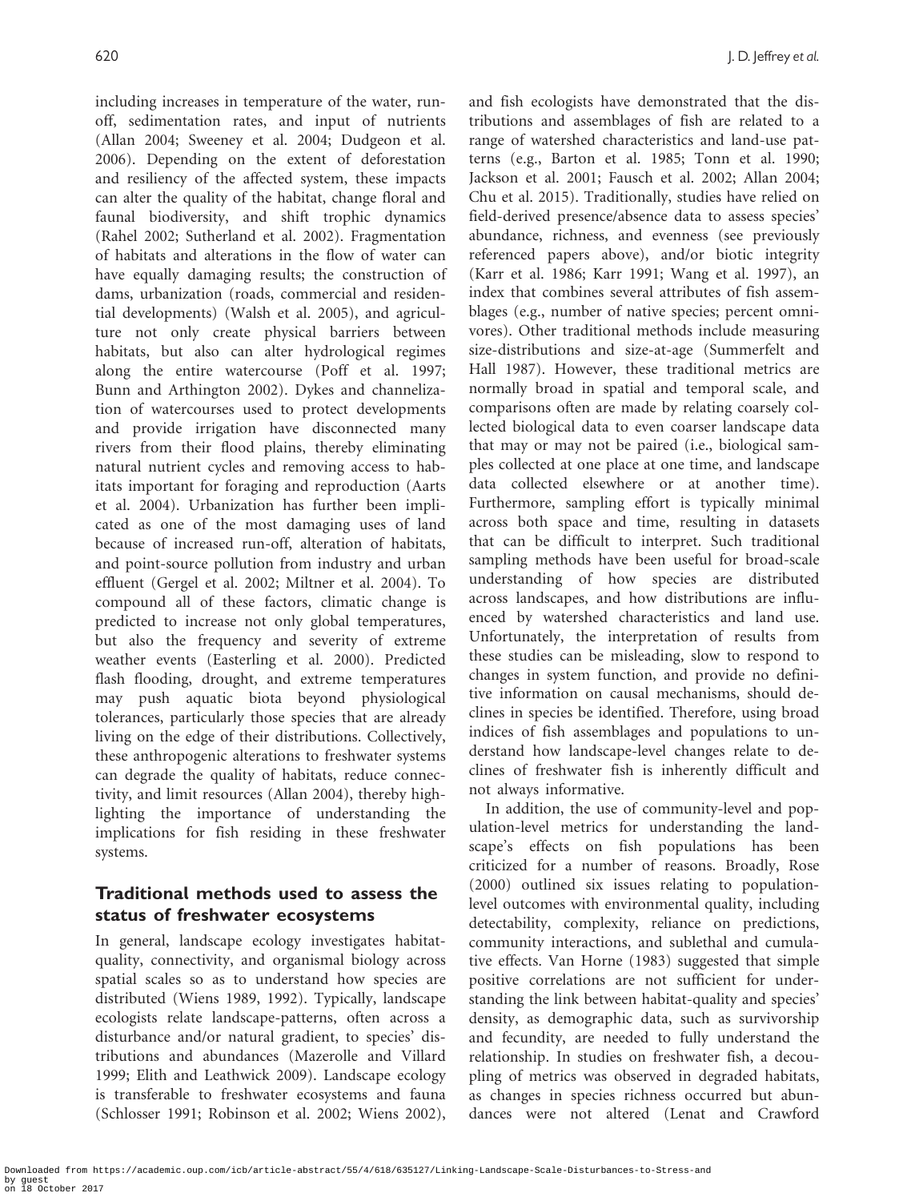including increases in temperature of the water, run-off, sedimentation rates, and input of nutrients (Allan 2004; Sweeney et al. 2004; Dudgeon et al. 2006). Depending on the extent of deforestation and resiliency of the affected system, these impacts can alter the quality of the habitat, change floral and faunal biodiversity, and shift trophic dynamics (Rahel 2002; Sutherland et al. 2002). Fragmentation of habitats and alterations in the flow of water can have equally damaging results; the construction of dams, urbanization (roads, commercial and residential developments) (Walsh et al. 2005), and agriculture not only create physical barriers between habitats, but also can alter hydrological regimes along the entire watercourse (Poff et al. 1997; Bunn and Arthington 2002). Dykes and channelization of watercourses used to protect developments and provide irrigation have disconnected many rivers from their flood plains, thereby eliminating natural nutrient cycles and removing access to habitats important for foraging and reproduction (Aarts et al. 2004). Urbanization has further been implicated as one of the most damaging uses of land because of increased run-off, alteration of habitats, and point-source pollution from industry and urban effluent (Gergel et al. 2002; Miltner et al. 2004). To compound all of these factors, climatic change is predicted to increase not only global temperatures, but also the frequency and severity of extreme weather events (Easterling et al. 2000). Predicted flash flooding, drought, and extreme temperatures may push aquatic biota beyond physiological tolerances, particularly those species that are already living on the edge of their distributions. Collectively, these anthropogenic alterations to freshwater systems can degrade the quality of habitats, reduce connectivity, and limit resources (Allan 2004), thereby highlighting the importance of understanding the implications for fish residing in these freshwater systems.

## Traditional methods used to assess the status of freshwater ecosystems

In general, landscape ecology investigates habitat-quality, connectivity, and organismal biology across spatial scales so as to understand how species are distributed (Wiens 1989, 1992). Typically, landscape ecologists relate landscape-patterns, often across a disturbance and/or natural gradient, to species' distributions and abundances (Mazerolle and Villard 1999; Elith and Leathwick 2009). Landscape ecology is transferable to freshwater ecosystems and fauna (Schlosser 1991; Robinson et al. 2002; Wiens 2002), and fish ecologists have demonstrated that the distributions and assemblages of fish are related to a range of watershed characteristics and land-use patterns (e.g., Barton et al. 1985; Tonn et al. 1990; Jackson et al. 2001; Fausch et al. 2002; Allan 2004; Chu et al. 2015). Traditionally, studies have relied on field-derived presence/absence data to assess species' abundance, richness, and evenness (see previously referenced papers above), and/or biotic integrity (Karr et al. 1986; Karr 1991; Wang et al. 1997), an index that combines several attributes of fish assemblages (e.g., number of native species; percent omnivores). Other traditional methods include measuring size-distributions and size-at-age (Summerfelt and Hall 1987). However, these traditional metrics are normally broad in spatial and temporal scale, and comparisons often are made by relating coarsely collected biological data to even coarser landscape data that may or may not be paired (i.e., biological samples collected at one place at one time, and landscape data collected elsewhere or at another time). Furthermore, sampling effort is typically minimal across both space and time, resulting in datasets that can be difficult to interpret. Such traditional sampling methods have been useful for broad-scale understanding of how species are distributed across landscapes, and how distributions are influenced by watershed characteristics and land use. Unfortunately, the interpretation of results from these studies can be misleading, slow to respond to changes in system function, and provide no definitive information on causal mechanisms, should declines in species be identified. Therefore, using broad indices of fish assemblages and populations to understand how landscape-level changes relate to declines of freshwater fish is inherently difficult and not always informative.

In addition, the use of community-level and population-level metrics for understanding the landscape's effects on fish populations has been criticized for a number of reasons. Broadly, Rose (2000) outlined six issues relating to population-level outcomes with environmental quality, including detectability, complexity, reliance on predictions, community interactions, and sublethal and cumulative effects. Van Horne (1983) suggested that simple positive correlations are not sufficient for understanding the link between habitat-quality and species' density, as demographic data, such as survivorship and fecundity, are needed to fully understand the relationship. In studies on freshwater fish, a decoupling of metrics was observed in degraded habitats, as changes in species richness occurred but abundances were not altered (Lenat and Crawford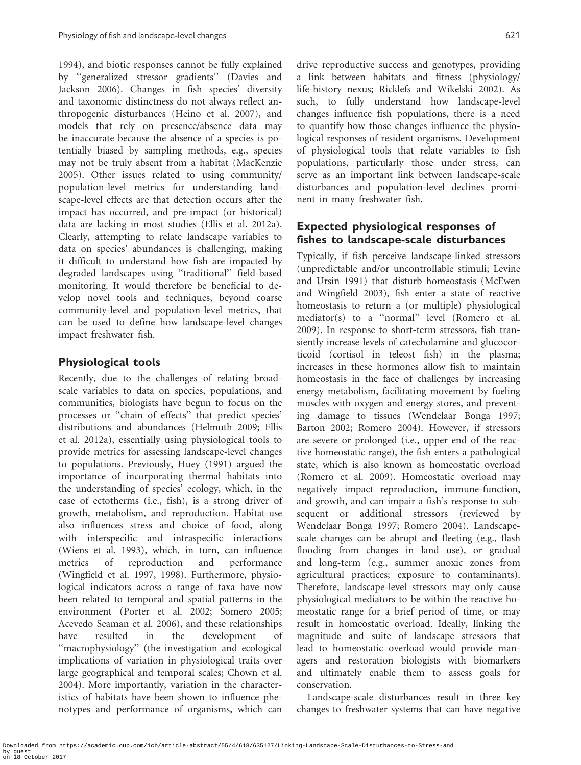1994), and biotic responses cannot be fully explained by ''generalized stressor gradients'' (Davies and Jackson 2006). Changes in fish species' diversity and taxonomic distinctness do not always reflect anthropogenic disturbances (Heino et al. 2007), and models that rely on presence/absence data may be inaccurate because the absence of a species is potentially biased by sampling methods, e.g., species may not be truly absent from a habitat (MacKenzie 2005). Other issues related to using community/population-level metrics for understanding landscape-level effects are that detection occurs after the impact has occurred, and pre-impact (or historical) data are lacking in most studies (Ellis et al. 2012a). Clearly, attempting to relate landscape variables to data on species' abundances is challenging, making it difficult to understand how fish are impacted by degraded landscapes using ''traditional'' field-based monitoring. It would therefore be beneficial to develop novel tools and techniques, beyond coarse community-level and population-level metrics, that can be used to define how landscape-level changes impact freshwater fish.

## Physiological tools

Recently, due to the challenges of relating broad-scale variables to data on species, populations, and communities, biologists have begun to focus on the processes or ''chain of effects'' that predict species' distributions and abundances (Helmuth 2009; Ellis et al. 2012a), essentially using physiological tools to provide metrics for assessing landscape-level changes to populations. Previously, Huey (1991) argued the importance of incorporating thermal habitats into the understanding of species' ecology, which, in the case of ectotherms (i.e., fish), is a strong driver of growth, metabolism, and reproduction. Habitat-use also influences stress and choice of food, along with interspecific and intraspecific interactions (Wiens et al. 1993), which, in turn, can influence metrics of reproduction and performance (Wingfield et al. 1997, 1998). Furthermore, physiological indicators across a range of taxa have now been related to temporal and spatial patterns in the environment (Porter et al. 2002; Somero 2005; Acevedo Seaman et al. 2006), and these relationships have resulted in the development of ''macrophysiology'' (the investigation and ecological implications of variation in physiological traits over large geographical and temporal scales; Chown et al. 2004). More importantly, variation in the characteristics of habitats have been shown to influence phenotypes and performance of organisms, which can drive reproductive success and genotypes, providing a link between habitats and fitness (physiology/life-history nexus; Ricklefs and Wikelski 2002). As such, to fully understand how landscape-level changes influence fish populations, there is a need to quantify how those changes influence the physiological responses of resident organisms. Development of physiological tools that relate variables to fish populations, particularly those under stress, can serve as an important link between landscape-scale disturbances and population-level declines prominent in many freshwater fish.

## Expected physiological responses of fishes to landscape-scale disturbances

Typically, if fish perceive landscape-linked stressors (unpredictable and/or uncontrollable stimuli; Levine and Ursin 1991) that disturb homeostasis (McEwen and Wingfield 2003), fish enter a state of reactive homeostasis to return a (or multiple) physiological mediator(s) to a ''normal'' level (Romero et al. 2009). In response to short-term stressors, fish transiently increase levels of catecholamine and glucocorticoid (cortisol in teleost fish) in the plasma; increases in these hormones allow fish to maintain homeostasis in the face of challenges by increasing energy metabolism, facilitating movement by fueling muscles with oxygen and energy stores, and preventing damage to tissues (Wendelaar Bonga 1997; Barton 2002; Romero 2004). However, if stressors are severe or prolonged (i.e., upper end of the reactive homeostatic range), the fish enters a pathological state, which is also known as homeostatic overload (Romero et al. 2009). Homeostatic overload may negatively impact reproduction, immune-function, and growth, and can impair a fish's response to subsequent or additional stressors (reviewed by Wendelaar Bonga 1997; Romero 2004). Landscape-scale changes can be abrupt and fleeting (e.g., flash flooding from changes in land use), or gradual and long-term (e.g., summer anoxic zones from agricultural practices; exposure to contaminants). Therefore, landscape-level stressors may only cause physiological mediators to be within the reactive homeostatic range for a brief period of time, or may result in homeostatic overload. Ideally, linking the magnitude and suite of landscape stressors that lead to homeostatic overload would provide managers and restoration biologists with biomarkers and ultimately enable them to assess goals for conservation.

Landscape-scale disturbances result in three key changes to freshwater systems that can have negative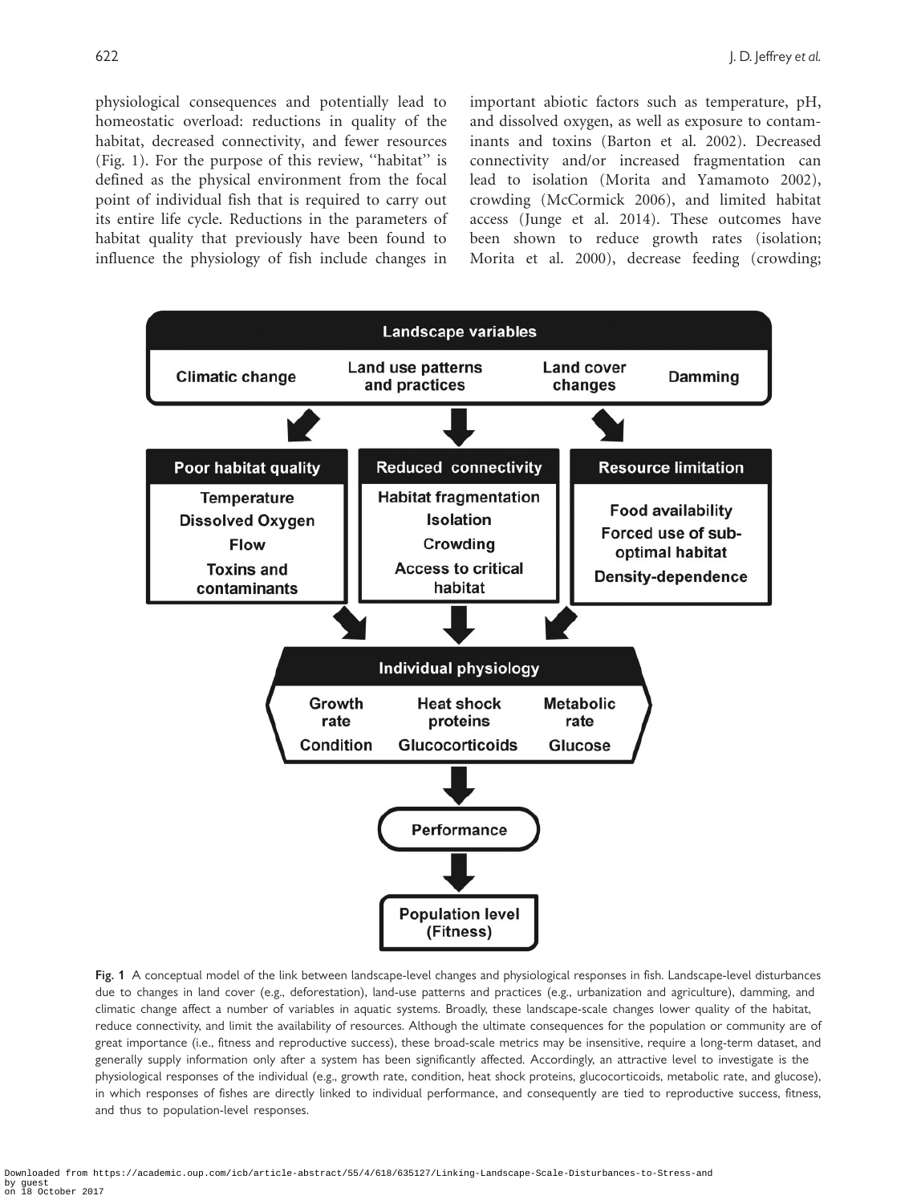physiological consequences and potentially lead to homeostatic overload: reductions in quality of the habitat, decreased connectivity, and fewer resources (Fig. 1). For the purpose of this review, "habitat" is defined as the physical environment from the focal point of individual fish that is required to carry out its entire life cycle. Reductions in the parameters of habitat quality that previously have been found to influence the physiology of fish include changes in important abiotic factors such as temperature, pH, and dissolved oxygen, as well as exposure to contaminants and toxins (Barton et al. 2002). Decreased connectivity and/or increased fragmentation can lead to isolation (Morita and Yamamoto 2002), crowding (McCormick 2006), and limited habitat access (Junge et al. 2014). These outcomes have been shown to reduce growth rates (isolation; Morita et al. 2000), decrease feeding (crowding;

**Landscape variables**: Climatic change; Land use patterns and practices; Land cover changes; Damming

**Poor habitat quality**: Temperature; Dissolved Oxygen; Flow; Toxins and contaminants

**Reduced connectivity**: Habitat fragmentation; Isolation; Crowding; Access to critical habitat

**Resource limitation**: Food availability; Forced use of sub-optimal habitat; Density-dependence

**Individual physiology**: Growth rate; Heat shock proteins; Metabolic rate; Condition; Glucocorticoids; Glucose

**Performance**

**Population level (Fitness)**

**Fig. 1** A conceptual model of the link between landscape-level changes and physiological responses in fish. Landscape-level disturbances due to changes in land cover (e.g., deforestation), land-use patterns and practices (e.g., urbanization and agriculture), damming, and climatic change affect a number of variables in aquatic systems. Broadly, these landscape-scale changes lower quality of the habitat, reduce connectivity, and limit the availability of resources. Although the ultimate consequences for the population or community are of great importance (i.e., fitness and reproductive success), these broad-scale metrics may be insensitive, require a long-term dataset, and generally supply information only after a system has been significantly affected. Accordingly, an attractive level to investigate is the physiological responses of the individual (e.g., growth rate, condition, heat shock proteins, glucocorticoids, metabolic rate, and glucose), in which responses of fishes are directly linked to individual performance, and consequently are tied to reproductive success, fitness, and thus to population-level responses.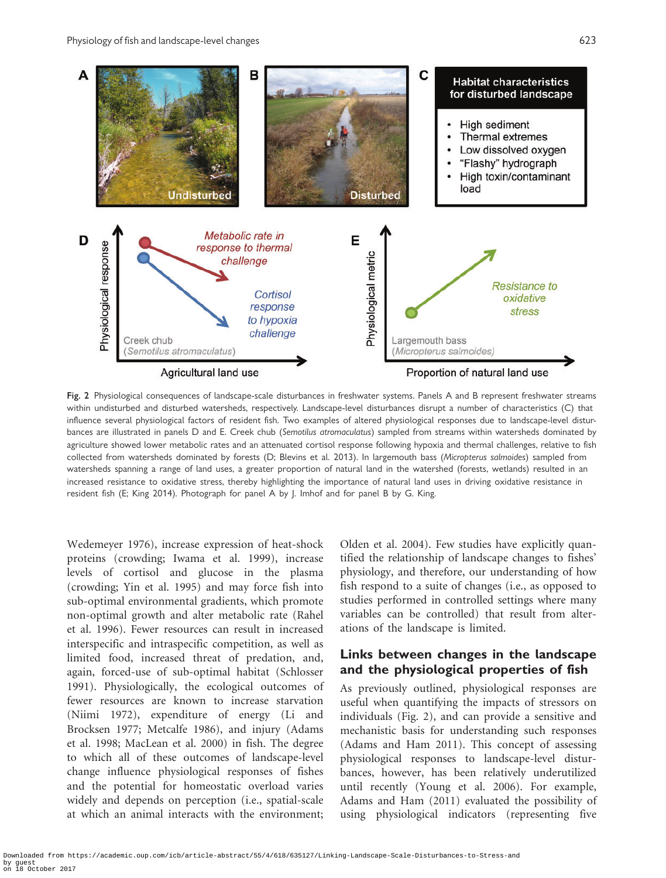Fig. 2 Physiological consequences of landscape-scale disturbances in freshwater systems. Panels A and B represent freshwater streams within undisturbed and disturbed watersheds, respectively. Landscape-level disturbances disrupt a number of characteristics (C) that influence several physiological factors of resident fish. Two examples of altered physiological responses due to landscape-level disturbances are illustrated in panels D and E. Creek chub (*Semotilus atromaculatus*) sampled from streams within watersheds dominated by agriculture showed lower metabolic rates and an attenuated cortisol response following hypoxia and thermal challenges, relative to fish collected from watersheds dominated by forests (D; Blevins et al. 2013). In largemouth bass (*Micropterus salmoides*) sampled from watersheds spanning a range of land uses, a greater proportion of natural land in the watershed (forests, wetlands) resulted in an increased resistance to oxidative stress, thereby highlighting the importance of natural land uses in driving oxidative resistance in resident fish (E; King 2014). Photograph for panel A by J. Imhof and for panel B by G. King.

Wedemeyer 1976), increase expression of heat-shock proteins (crowding; Iwama et al. 1999), increase levels of cortisol and glucose in the plasma (crowding; Yin et al. 1995) and may force fish into sub-optimal environmental gradients, which promote non-optimal growth and alter metabolic rate (Rahel et al. 1996). Fewer resources can result in increased interspecific and intraspecific competition, as well as limited food, increased threat of predation, and, again, forced-use of sub-optimal habitat (Schlosser 1991). Physiologically, the ecological outcomes of fewer resources are known to increase starvation (Niimi 1972), expenditure of energy (Li and Brocksen 1977; Metcalfe 1986), and injury (Adams et al. 1998; MacLean et al. 2000) in fish. The degree to which all of these outcomes of landscape-level change influence physiological responses of fishes and the potential for homeostatic overload varies widely and depends on perception (i.e., spatial-scale at which an animal interacts with the environment; Olden et al. 2004). Few studies have explicitly quantified the relationship of landscape changes to fishes' physiology, and therefore, our understanding of how fish respond to a suite of changes (i.e., as opposed to studies performed in controlled settings where many variables can be controlled) that result from alterations of the landscape is limited.

## Links between changes in the landscape and the physiological properties of fish

As previously outlined, physiological responses are useful when quantifying the impacts of stressors on individuals (Fig. 2), and can provide a sensitive and mechanistic basis for understanding such responses (Adams and Ham 2011). This concept of assessing physiological responses to landscape-level disturbances, however, has been relatively underutilized until recently (Young et al. 2006). For example, Adams and Ham (2011) evaluated the possibility of using physiological indicators (representing five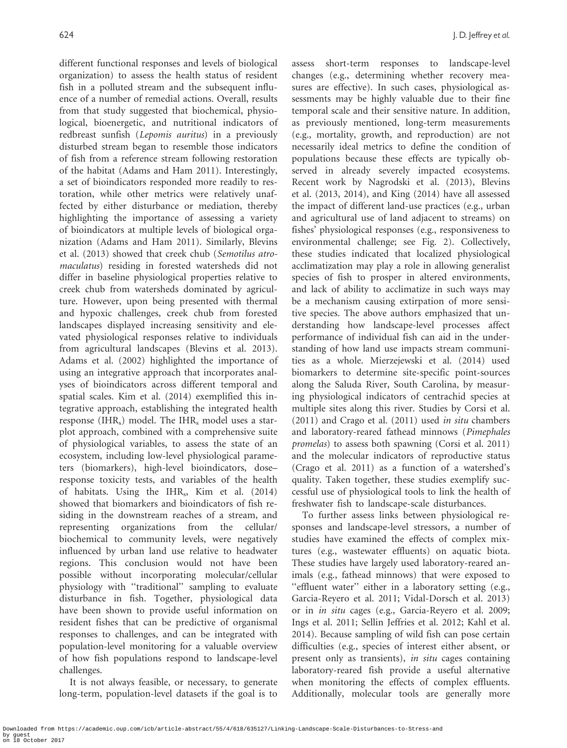different functional responses and levels of biological organization) to assess the health status of resident fish in a polluted stream and the subsequent influence of a number of remedial actions. Overall, results from that study suggested that biochemical, physiological, bioenergetic, and nutritional indicators of redbreast sunfish (*Lepomis auritus*) in a previously disturbed stream began to resemble those indicators of fish from a reference stream following restoration of the habitat (Adams and Ham 2011). Interestingly, a set of bioindicators responded more readily to restoration, while other metrics were relatively unaffected by either disturbance or mediation, thereby highlighting the importance of assessing a variety of bioindicators at multiple levels of biological organization (Adams and Ham 2011). Similarly, Blevins et al. (2013) showed that creek chub (*Semotilus atromaculatus*) residing in forested watersheds did not differ in baseline physiological properties relative to creek chub from watersheds dominated by agriculture. However, upon being presented with thermal and hypoxic challenges, creek chub from forested landscapes displayed increasing sensitivity and elevated physiological responses relative to individuals from agricultural landscapes (Blevins et al. 2013). Adams et al. (2002) highlighted the importance of using an integrative approach that incorporates analyses of bioindicators across different temporal and spatial scales. Kim et al. (2014) exemplified this integrative approach, establishing the integrated health response ($IHR_s$) model. The $IHR_s$ model uses a starplot approach, combined with a comprehensive suite of physiological variables, to assess the state of an ecosystem, including low-level physiological parameters (biomarkers), high-level bioindicators, dose–response toxicity tests, and variables of the health of habitats. Using the $IHR_s$, Kim et al. (2014) showed that biomarkers and bioindicators of fish residing in the downstream reaches of a stream, and representing organizations from the cellular/biochemical to community levels, were negatively influenced by urban land use relative to headwater regions. This conclusion would not have been possible without incorporating molecular/cellular physiology with "traditional" sampling to evaluate disturbance in fish. Together, physiological data have been shown to provide useful information on resident fishes that can be predictive of organismal responses to challenges, and can be integrated with population-level monitoring for a valuable overview of how fish populations respond to landscape-level challenges.

It is not always feasible, or necessary, to generate long-term, population-level datasets if the goal is to assess short-term responses to landscape-level changes (e.g., determining whether recovery measures are effective). In such cases, physiological assessments may be highly valuable due to their fine temporal scale and their sensitive nature. In addition, as previously mentioned, long-term measurements (e.g., mortality, growth, and reproduction) are not necessarily ideal metrics to define the condition of populations because these effects are typically observed in already severely impacted ecosystems. Recent work by Nagrodski et al. (2013), Blevins et al. (2013, 2014), and King (2014) have all assessed the impact of different land-use practices (e.g., urban and agricultural use of land adjacent to streams) on fishes' physiological responses (e.g., responsiveness to environmental challenge; see Fig. 2). Collectively, these studies indicated that localized physiological acclimatization may play a role in allowing generalist species of fish to prosper in altered environments, and lack of ability to acclimatize in such ways may be a mechanism causing extirpation of more sensitive species. The above authors emphasized that understanding how landscape-level processes affect performance of individual fish can aid in the understanding of how land use impacts stream communities as a whole. Mierzejewski et al. (2014) used biomarkers to determine site-specific point-sources along the Saluda River, South Carolina, by measuring physiological indicators of centrachid species at multiple sites along this river. Studies by Corsi et al. (2011) and Crago et al. (2011) used *in situ* chambers and laboratory-reared fathead minnows (*Pimephales promelas*) to assess both spawning (Corsi et al. 2011) and the molecular indicators of reproductive status (Crago et al. 2011) as a function of a watershed's quality. Taken together, these studies exemplify successful use of physiological tools to link the health of freshwater fish to landscape-scale disturbances.

To further assess links between physiological responses and landscape-level stressors, a number of studies have examined the effects of complex mixtures (e.g., wastewater effluents) on aquatic biota. These studies have largely used laboratory-reared animals (e.g., fathead minnows) that were exposed to "effluent water" either in a laboratory setting (e.g., Garcia-Reyero et al. 2011; Vidal-Dorsch et al. 2013) or in *in situ* cages (e.g., Garcia-Reyero et al. 2009; Ings et al. 2011; Sellin Jeffries et al. 2012; Kahl et al. 2014). Because sampling of wild fish can pose certain difficulties (e.g., species of interest either absent, or present only as transients), *in situ* cages containing laboratory-reared fish provide a useful alternative when monitoring the effects of complex effluents. Additionally, molecular tools are generally more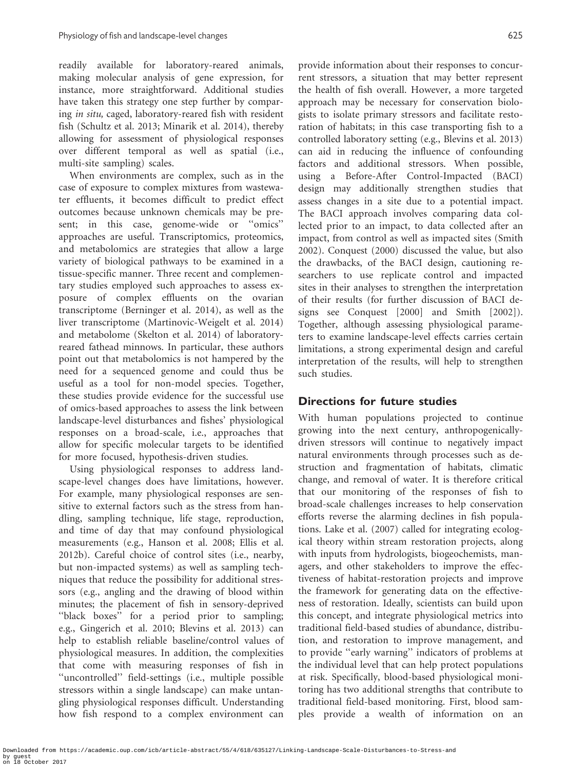readily available for laboratory-reared animals, making molecular analysis of gene expression, for instance, more straightforward. Additional studies have taken this strategy one step further by comparing *in situ,* caged, laboratory-reared fish with resident fish (Schultz et al. 2013; Minarik et al. 2014), thereby allowing for assessment of physiological responses over different temporal as well as spatial (i.e., multi-site sampling) scales.

When environments are complex, such as in the case of exposure to complex mixtures from wastewater effluents, it becomes difficult to predict effect outcomes because unknown chemicals may be present; in this case, genome-wide or ''omics'' approaches are useful. Transcriptomics, proteomics, and metabolomics are strategies that allow a large variety of biological pathways to be examined in a tissue-specific manner. Three recent and complementary studies employed such approaches to assess exposure of complex effluents on the ovarian transcriptome (Berninger et al. 2014), as well as the liver transcriptome (Martinovic-Weigelt et al. 2014) and metabolome (Skelton et al. 2014) of laboratory-reared fathead minnows. In particular, these authors point out that metabolomics is not hampered by the need for a sequenced genome and could thus be useful as a tool for non-model species. Together, these studies provide evidence for the successful use of omics-based approaches to assess the link between landscape-level disturbances and fishes' physiological responses on a broad-scale, i.e., approaches that allow for specific molecular targets to be identified for more focused, hypothesis-driven studies.

Using physiological responses to address landscape-level changes does have limitations, however. For example, many physiological responses are sensitive to external factors such as the stress from handling, sampling technique, life stage, reproduction, and time of day that may confound physiological measurements (e.g., Hanson et al. 2008; Ellis et al. 2012b). Careful choice of control sites (i.e., nearby, but non-impacted systems) as well as sampling techniques that reduce the possibility for additional stressors (e.g., angling and the drawing of blood within minutes; the placement of fish in sensory-deprived ''black boxes'' for a period prior to sampling; e.g., Gingerich et al. 2010; Blevins et al. 2013) can help to establish reliable baseline/control values of physiological measures. In addition, the complexities that come with measuring responses of fish in ''uncontrolled'' field-settings (i.e., multiple possible stressors within a single landscape) can make untangling physiological responses difficult. Understanding how fish respond to a complex environment can provide information about their responses to concurrent stressors, a situation that may better represent the health of fish overall. However, a more targeted approach may be necessary for conservation biologists to isolate primary stressors and facilitate restoration of habitats; in this case transporting fish to a controlled laboratory setting (e.g., Blevins et al. 2013) can aid in reducing the influence of confounding factors and additional stressors. When possible, using a Before-After Control-Impacted (BACI) design may additionally strengthen studies that assess changes in a site due to a potential impact. The BACI approach involves comparing data collected prior to an impact, to data collected after an impact, from control as well as impacted sites (Smith 2002). Conquest (2000) discussed the value, but also the drawbacks, of the BACI design, cautioning researchers to use replicate control and impacted sites in their analyses to strengthen the interpretation of their results (for further discussion of BACI designs see Conquest [2000] and Smith [2002]). Together, although assessing physiological parameters to examine landscape-level effects carries certain limitations, a strong experimental design and careful interpretation of the results, will help to strengthen such studies.

## Directions for future studies

With human populations projected to continue growing into the next century, anthropogenically-driven stressors will continue to negatively impact natural environments through processes such as destruction and fragmentation of habitats, climatic change, and removal of water. It is therefore critical that our monitoring of the responses of fish to broad-scale challenges increases to help conservation efforts reverse the alarming declines in fish populations. Lake et al. (2007) called for integrating ecological theory within stream restoration projects, along with inputs from hydrologists, biogeochemists, managers, and other stakeholders to improve the effectiveness of habitat-restoration projects and improve the framework for generating data on the effectiveness of restoration. Ideally, scientists can build upon this concept, and integrate physiological metrics into traditional field-based studies of abundance, distribution, and restoration to improve management, and to provide ''early warning'' indicators of problems at the individual level that can help protect populations at risk. Specifically, blood-based physiological monitoring has two additional strengths that contribute to traditional field-based monitoring. First, blood samples provide a wealth of information on an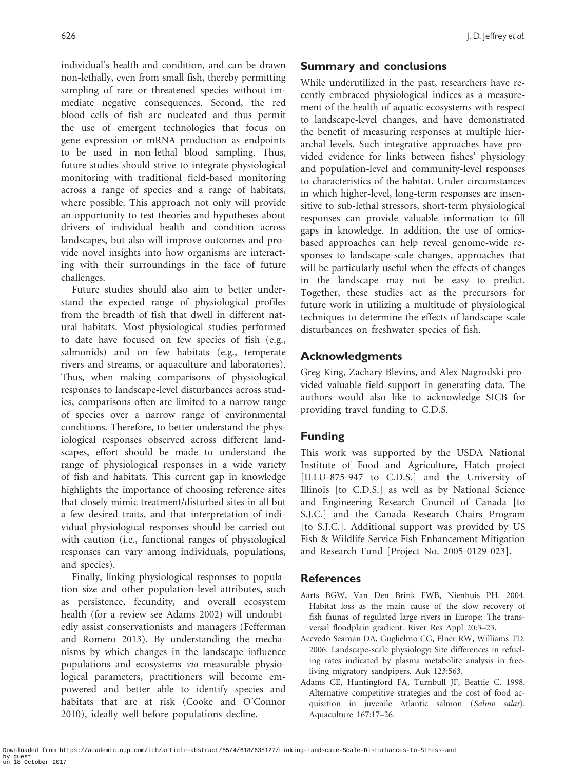individual's health and condition, and can be drawn non-lethally, even from small fish, thereby permitting sampling of rare or threatened species without immediate negative consequences. Second, the red blood cells of fish are nucleated and thus permit the use of emergent technologies that focus on gene expression or mRNA production as endpoints to be used in non-lethal blood sampling. Thus, future studies should strive to integrate physiological monitoring with traditional field-based monitoring across a range of species and a range of habitats, where possible. This approach not only will provide an opportunity to test theories and hypotheses about drivers of individual health and condition across landscapes, but also will improve outcomes and provide novel insights into how organisms are interacting with their surroundings in the face of future challenges.

Future studies should also aim to better understand the expected range of physiological profiles from the breadth of fish that dwell in different natural habitats. Most physiological studies performed to date have focused on few species of fish (e.g., salmonids) and on few habitats (e.g., temperate rivers and streams, or aquaculture and laboratories). Thus, when making comparisons of physiological responses to landscape-level disturbances across studies, comparisons often are limited to a narrow range of species over a narrow range of environmental conditions. Therefore, to better understand the physiological responses observed across different landscapes, effort should be made to understand the range of physiological responses in a wide variety of fish and habitats. This current gap in knowledge highlights the importance of choosing reference sites that closely mimic treatment/disturbed sites in all but a few desired traits, and that interpretation of individual physiological responses should be carried out with caution (i.e., functional ranges of physiological responses can vary among individuals, populations, and species).

Finally, linking physiological responses to population size and other population-level attributes, such as persistence, fecundity, and overall ecosystem health (for a review see Adams 2002) will undoubtedly assist conservationists and managers (Fefferman and Romero 2013). By understanding the mechanisms by which changes in the landscape influence populations and ecosystems *via* measurable physiological parameters, practitioners will become empowered and better able to identify species and habitats that are at risk (Cooke and O'Connor 2010), ideally well before populations decline.

## Summary and conclusions

While underutilized in the past, researchers have recently embraced physiological indices as a measurement of the health of aquatic ecosystems with respect to landscape-level changes, and have demonstrated the benefit of measuring responses at multiple hierarchal levels. Such integrative approaches have provided evidence for links between fishes' physiology and population-level and community-level responses to characteristics of the habitat. Under circumstances in which higher-level, long-term responses are insensitive to sub-lethal stressors, short-term physiological responses can provide valuable information to fill gaps in knowledge. In addition, the use of omics-based approaches can help reveal genome-wide responses to landscape-scale changes, approaches that will be particularly useful when the effects of changes in the landscape may not be easy to predict. Together, these studies act as the precursors for future work in utilizing a multitude of physiological techniques to determine the effects of landscape-scale disturbances on freshwater species of fish.

## Acknowledgments

Greg King, Zachary Blevins, and Alex Nagrodski provided valuable field support in generating data. The authors would also like to acknowledge SICB for providing travel funding to C.D.S.

## Funding

This work was supported by the USDA National Institute of Food and Agriculture, Hatch project [ILLU-875-947 to C.D.S.] and the University of Illinois [to C.D.S.] as well as by National Science and Engineering Research Council of Canada [to S.J.C.] and the Canada Research Chairs Program [to S.J.C.]. Additional support was provided by US Fish & Wildlife Service Fish Enhancement Mitigation and Research Fund [Project No. 2005-0129-023].

## References

Aarts BGW, Van Den Brink FWB, Nienhuis PH. 2004. Habitat loss as the main cause of the slow recovery of fish faunas of regulated large rivers in Europe: The transversal floodplain gradient. River Res Appl 20:3–23.

Acevedo Seaman DA, Guglielmo CG, Elner RW, Williams TD. 2006. Landscape-scale physiology: Site differences in refueling rates indicated by plasma metabolite analysis in free-living migratory sandpipers. Auk 123:563.

Adams CE, Huntingford FA, Turnbull JF, Beattie C. 1998. Alternative competitive strategies and the cost of food acquisition in juvenile Atlantic salmon (*Salmo salar*). Aquaculture 167:17–26.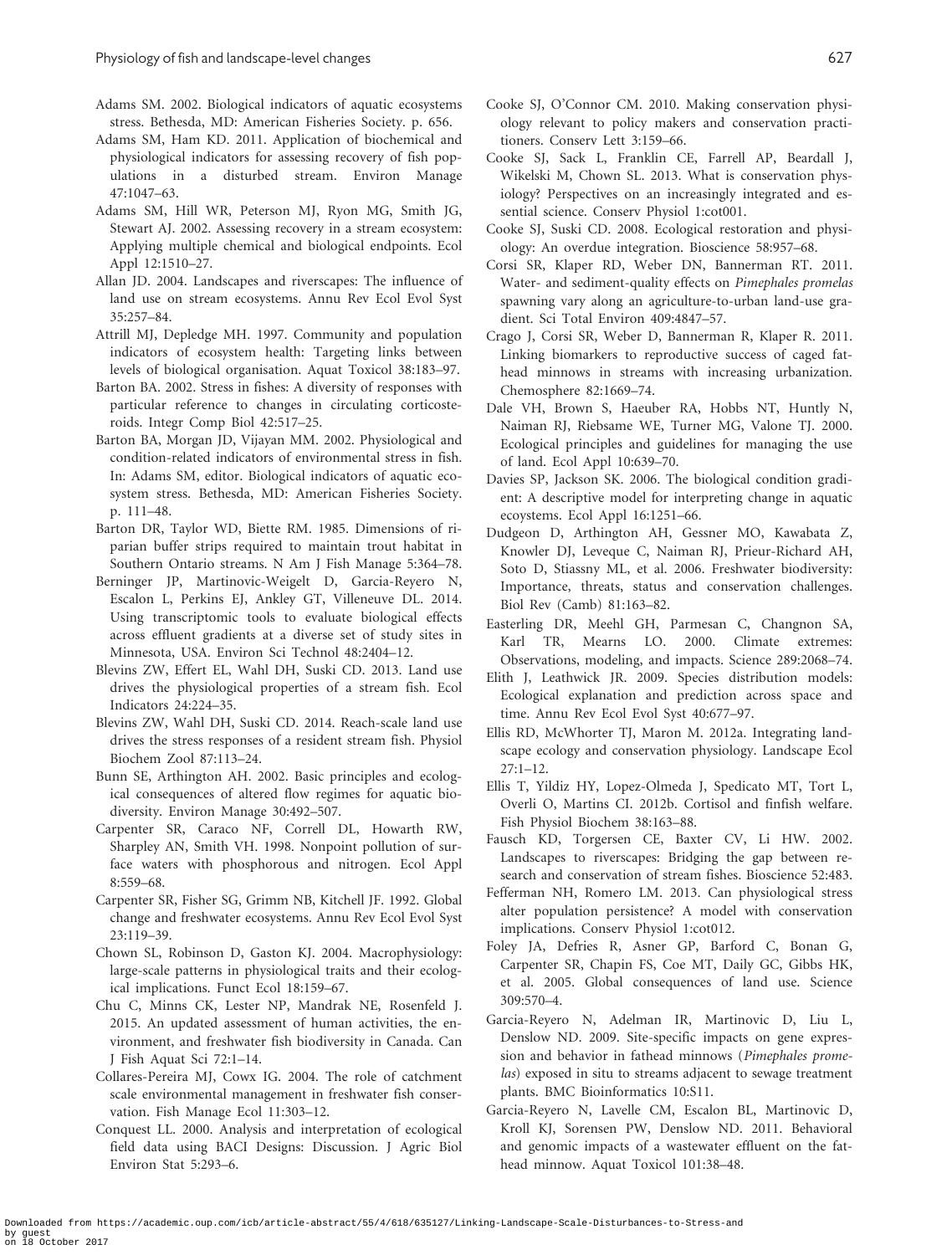Adams SM. 2002. Biological indicators of aquatic ecosystems stress. Bethesda, MD: American Fisheries Society. p. 656.

Adams SM, Ham KD. 2011. Application of biochemical and physiological indicators for assessing recovery of fish populations in a disturbed stream. Environ Manage 47:1047–63.

Adams SM, Hill WR, Peterson MJ, Ryon MG, Smith JG, Stewart AJ. 2002. Assessing recovery in a stream ecosystem: Applying multiple chemical and biological endpoints. Ecol Appl 12:1510–27.

Allan JD. 2004. Landscapes and riverscapes: The influence of land use on stream ecosystems. Annu Rev Ecol Evol Syst 35:257–84.

Attrill MJ, Depledge MH. 1997. Community and population indicators of ecosystem health: Targeting links between levels of biological organisation. Aquat Toxicol 38:183–97.

Barton BA. 2002. Stress in fishes: A diversity of responses with particular reference to changes in circulating corticosteroids. Integr Comp Biol 42:517–25.

Barton BA, Morgan JD, Vijayan MM. 2002. Physiological and condition-related indicators of environmental stress in fish. In: Adams SM, editor. Biological indicators of aquatic ecosystem stress. Bethesda, MD: American Fisheries Society. p. 111–48.

Barton DR, Taylor WD, Biette RM. 1985. Dimensions of riparian buffer strips required to maintain trout habitat in Southern Ontario streams. N Am J Fish Manage 5:364–78.

Berninger JP, Martinovic-Weigelt D, Garcia-Reyero N, Escalon L, Perkins EJ, Ankley GT, Villeneuve DL. 2014. Using transcriptomic tools to evaluate biological effects across effluent gradients at a diverse set of study sites in Minnesota, USA. Environ Sci Technol 48:2404–12.

Blevins ZW, Effert EL, Wahl DH, Suski CD. 2013. Land use drives the physiological properties of a stream fish. Ecol Indicators 24:224–35.

Blevins ZW, Wahl DH, Suski CD. 2014. Reach-scale land use drives the stress responses of a resident stream fish. Physiol Biochem Zool 87:113–24.

Bunn SE, Arthington AH. 2002. Basic principles and ecological consequences of altered flow regimes for aquatic biodiversity. Environ Manage 30:492–507.

Carpenter SR, Caraco NF, Correll DL, Howarth RW, Sharpley AN, Smith VH. 1998. Nonpoint pollution of surface waters with phosphorous and nitrogen. Ecol Appl 8:559–68.

Carpenter SR, Fisher SG, Grimm NB, Kitchell JF. 1992. Global change and freshwater ecosystems. Annu Rev Ecol Evol Syst 23:119–39.

Chown SL, Robinson D, Gaston KJ. 2004. Macrophysiology: large-scale patterns in physiological traits and their ecological implications. Funct Ecol 18:159–67.

Chu C, Minns CK, Lester NP, Mandrak NE, Rosenfeld J. 2015. An updated assessment of human activities, the environment, and freshwater fish biodiversity in Canada. Can J Fish Aquat Sci 72:1–14.

Collares-Pereira MJ, Cowx IG. 2004. The role of catchment scale environmental management in freshwater fish conservation. Fish Manage Ecol 11:303–12.

Conquest LL. 2000. Analysis and interpretation of ecological field data using BACI Designs: Discussion. J Agric Biol Environ Stat 5:293–6.

Cooke SJ, O'Connor CM. 2010. Making conservation physiology relevant to policy makers and conservation practitioners. Conserv Lett 3:159–66.

Cooke SJ, Sack L, Franklin CE, Farrell AP, Beardall J, Wikelski M, Chown SL. 2013. What is conservation physiology? Perspectives on an increasingly integrated and essential science. Conserv Physiol 1:cot001.

Cooke SJ, Suski CD. 2008. Ecological restoration and physiology: An overdue integration. Bioscience 58:957–68.

Corsi SR, Klaper RD, Weber DN, Bannerman RT. 2011. Water- and sediment-quality effects on *Pimephales promelas* spawning vary along an agriculture-to-urban land-use gradient. Sci Total Environ 409:4847–57.

Crago J, Corsi SR, Weber D, Bannerman R, Klaper R. 2011. Linking biomarkers to reproductive success of caged fathead minnows in streams with increasing urbanization. Chemosphere 82:1669–74.

Dale VH, Brown S, Haeuber RA, Hobbs NT, Huntly N, Naiman RJ, Riebsame WE, Turner MG, Valone TJ. 2000. Ecological principles and guidelines for managing the use of land. Ecol Appl 10:639–70.

Davies SP, Jackson SK. 2006. The biological condition gradient: A descriptive model for interpreting change in aquatic ecoystems. Ecol Appl 16:1251–66.

Dudgeon D, Arthington AH, Gessner MO, Kawabata Z, Knowler DJ, Leveque C, Naiman RJ, Prieur-Richard AH, Soto D, Stiassny ML, et al. 2006. Freshwater biodiversity: Importance, threats, status and conservation challenges. Biol Rev (Camb) 81:163–82.

Easterling DR, Meehl GH, Parmesan C, Changnon SA, Karl TR, Mearns LO. 2000. Climate extremes: Observations, modeling, and impacts. Science 289:2068–74.

Elith J, Leathwick JR. 2009. Species distribution models: Ecological explanation and prediction across space and time. Annu Rev Ecol Evol Syst 40:677–97.

Ellis RD, McWhorter TJ, Maron M. 2012a. Integrating landscape ecology and conservation physiology. Landscape Ecol 27:1–12.

Ellis T, Yildiz HY, Lopez-Olmeda J, Spedicato MT, Tort L, Overli O, Martins CI. 2012b. Cortisol and finfish welfare. Fish Physiol Biochem 38:163–88.

Fausch KD, Torgersen CE, Baxter CV, Li HW. 2002. Landscapes to riverscapes: Bridging the gap between research and conservation of stream fishes. Bioscience 52:483.

Fefferman NH, Romero LM. 2013. Can physiological stress alter population persistence? A model with conservation implications. Conserv Physiol 1:cot012.

Foley JA, Defries R, Asner GP, Barford C, Bonan G, Carpenter SR, Chapin FS, Coe MT, Daily GC, Gibbs HK, et al. 2005. Global consequences of land use. Science 309:570–4.

Garcia-Reyero N, Adelman IR, Martinovic D, Liu L, Denslow ND. 2009. Site-specific impacts on gene expression and behavior in fathead minnows (*Pimephales promelas*) exposed in situ to streams adjacent to sewage treatment plants. BMC Bioinformatics 10:S11.

Garcia-Reyero N, Lavelle CM, Escalon BL, Martinovic D, Kroll KJ, Sorensen PW, Denslow ND. 2011. Behavioral and genomic impacts of a wastewater effluent on the fathead minnow. Aquat Toxicol 101:38–48.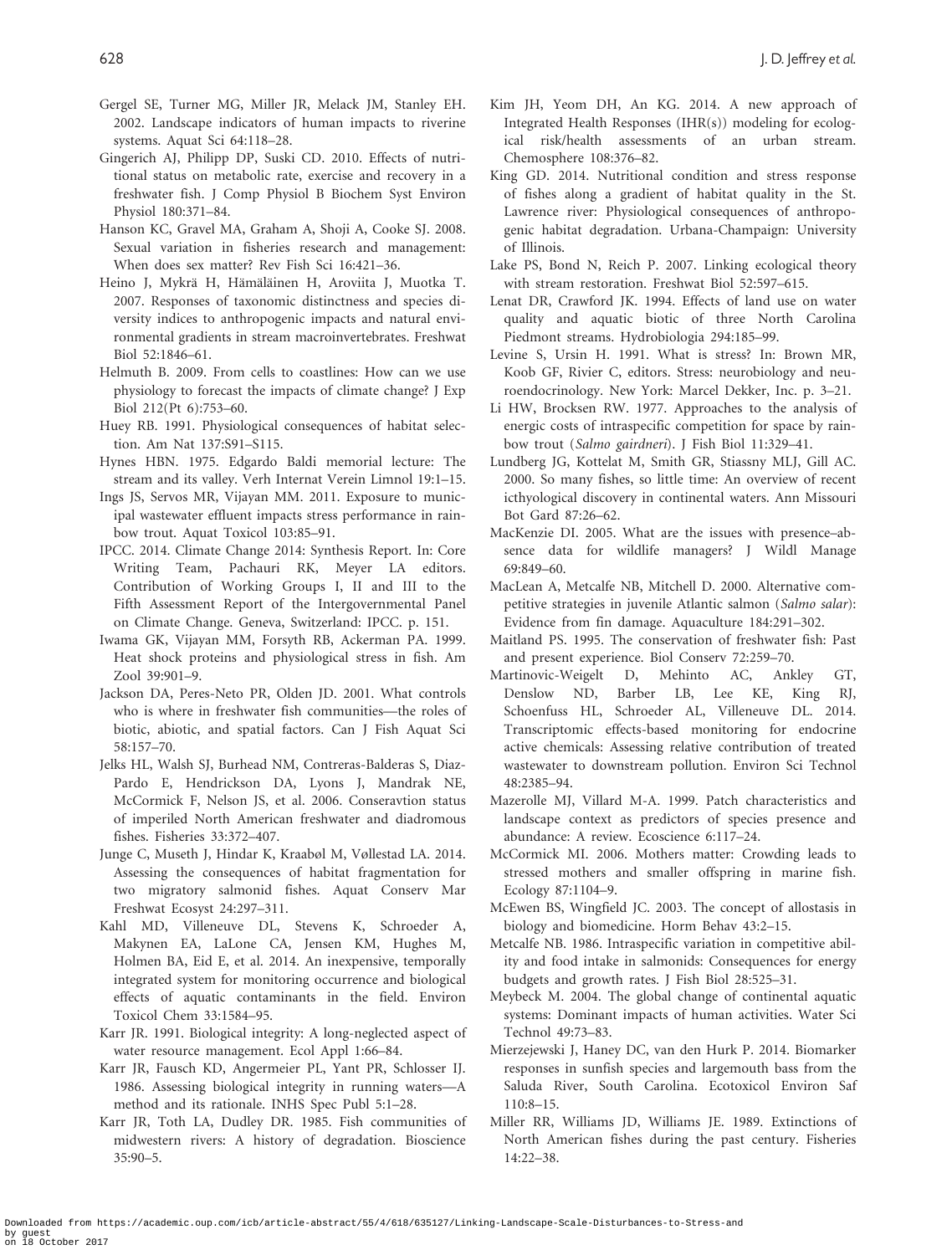Gergel SE, Turner MG, Miller JR, Melack JM, Stanley EH. 2002. Landscape indicators of human impacts to riverine systems. Aquat Sci 64:118–28.

Gingerich AJ, Philipp DP, Suski CD. 2010. Effects of nutritional status on metabolic rate, exercise and recovery in a freshwater fish. J Comp Physiol B Biochem Syst Environ Physiol 180:371–84.

Hanson KC, Gravel MA, Graham A, Shoji A, Cooke SJ. 2008. Sexual variation in fisheries research and management: When does sex matter? Rev Fish Sci 16:421–36.

Heino J, Mykrä H, Hämäläinen H, Aroviita J, Muotka T. 2007. Responses of taxonomic distinctness and species diversity indices to anthropogenic impacts and natural environmental gradients in stream macroinvertebrates. Freshwat Biol 52:1846–61.

Helmuth B. 2009. From cells to coastlines: How can we use physiology to forecast the impacts of climate change? J Exp Biol 212(Pt 6):753–60.

Huey RB. 1991. Physiological consequences of habitat selection. Am Nat 137:S91–S115.

Hynes HBN. 1975. Edgardo Baldi memorial lecture: The stream and its valley. Verh Internat Verein Limnol 19:1–15.

Ings JS, Servos MR, Vijayan MM. 2011. Exposure to municipal wastewater effluent impacts stress performance in rainbow trout. Aquat Toxicol 103:85–91.

IPCC. 2014. Climate Change 2014: Synthesis Report. In: Core Writing Team, Pachauri RK, Meyer LA editors. Contribution of Working Groups I, II and III to the Fifth Assessment Report of the Intergovernmental Panel on Climate Change. Geneva, Switzerland: IPCC. p. 151.

Iwama GK, Vijayan MM, Forsyth RB, Ackerman PA. 1999. Heat shock proteins and physiological stress in fish. Am Zool 39:901–9.

Jackson DA, Peres-Neto PR, Olden JD. 2001. What controls who is where in freshwater fish communities—the roles of biotic, abiotic, and spatial factors. Can J Fish Aquat Sci 58:157–70.

Jelks HL, Walsh SJ, Burhead NM, Contreras-Balderas S, Diaz-Pardo E, Hendrickson DA, Lyons J, Mandrak NE, McCormick F, Nelson JS, et al. 2006. Conseravtion status of imperiled North American freshwater and diadromous fishes. Fisheries 33:372–407.

Junge C, Museth J, Hindar K, Kraabøl M, Vøllestad LA. 2014. Assessing the consequences of habitat fragmentation for two migratory salmonid fishes. Aquat Conserv Mar Freshwat Ecosyst 24:297–311.

Kahl MD, Villeneuve DL, Stevens K, Schroeder A, Makynen EA, LaLone CA, Jensen KM, Hughes M, Holmen BA, Eid E, et al. 2014. An inexpensive, temporally integrated system for monitoring occurrence and biological effects of aquatic contaminants in the field. Environ Toxicol Chem 33:1584–95.

Karr JR. 1991. Biological integrity: A long-neglected aspect of water resource management. Ecol Appl 1:66–84.

Karr JR, Fausch KD, Angermeier PL, Yant PR, Schlosser IJ. 1986. Assessing biological integrity in running waters—A method and its rationale. INHS Spec Publ 5:1–28.

Karr JR, Toth LA, Dudley DR. 1985. Fish communities of midwestern rivers: A history of degradation. Bioscience 35:90–5.

Kim JH, Yeom DH, An KG. 2014. A new approach of Integrated Health Responses (IHR(s)) modeling for ecological risk/health assessments of an urban stream. Chemosphere 108:376–82.

King GD. 2014. Nutritional condition and stress response of fishes along a gradient of habitat quality in the St. Lawrence river: Physiological consequences of anthropogenic habitat degradation. Urbana-Champaign: University of Illinois.

Lake PS, Bond N, Reich P. 2007. Linking ecological theory with stream restoration. Freshwat Biol 52:597–615.

Lenat DR, Crawford JK. 1994. Effects of land use on water quality and aquatic biotic of three North Carolina Piedmont streams. Hydrobiologia 294:185–99.

Levine S, Ursin H. 1991. What is stress? In: Brown MR, Koob GF, Rivier C, editors. Stress: neurobiology and neuroendocrinology. New York: Marcel Dekker, Inc. p. 3–21.

Li HW, Brocksen RW. 1977. Approaches to the analysis of energic costs of intraspecific competition for space by rainbow trout (*Salmo gairdneri*). J Fish Biol 11:329–41.

Lundberg JG, Kottelat M, Smith GR, Stiassny MLJ, Gill AC. 2000. So many fishes, so little time: An overview of recent icthyological discovery in continental waters. Ann Missouri Bot Gard 87:26–62.

MacKenzie DI. 2005. What are the issues with presence–absence data for wildlife managers? J Wildl Manage 69:849–60.

MacLean A, Metcalfe NB, Mitchell D. 2000. Alternative competitive strategies in juvenile Atlantic salmon (*Salmo salar*): Evidence from fin damage. Aquaculture 184:291–302.

Maitland PS. 1995. The conservation of freshwater fish: Past and present experience. Biol Conserv 72:259–70.

Martinovic-Weigelt D, Mehinto AC, Ankley GT, Denslow ND, Barber LB, Lee KE, King RJ, Schoenfuss HL, Schroeder AL, Villeneuve DL. 2014. Transcriptomic effects-based monitoring for endocrine active chemicals: Assessing relative contribution of treated wastewater to downstream pollution. Environ Sci Technol 48:2385–94.

Mazerolle MJ, Villard M-A. 1999. Patch characteristics and landscape context as predictors of species presence and abundance: A review. Ecoscience 6:117–24.

McCormick MI. 2006. Mothers matter: Crowding leads to stressed mothers and smaller offspring in marine fish. Ecology 87:1104–9.

McEwen BS, Wingfield JC. 2003. The concept of allostasis in biology and biomedicine. Horm Behav 43:2–15.

Metcalfe NB. 1986. Intraspecific variation in competitive ability and food intake in salmonids: Consequences for energy budgets and growth rates. J Fish Biol 28:525–31.

Meybeck M. 2004. The global change of continental aquatic systems: Dominant impacts of human activities. Water Sci Technol 49:73–83.

Mierzejewski J, Haney DC, van den Hurk P. 2014. Biomarker responses in sunfish species and largemouth bass from the Saluda River, South Carolina. Ecotoxicol Environ Saf 110:8–15.

Miller RR, Williams JD, Williams JE. 1989. Extinctions of North American fishes during the past century. Fisheries 14:22–38.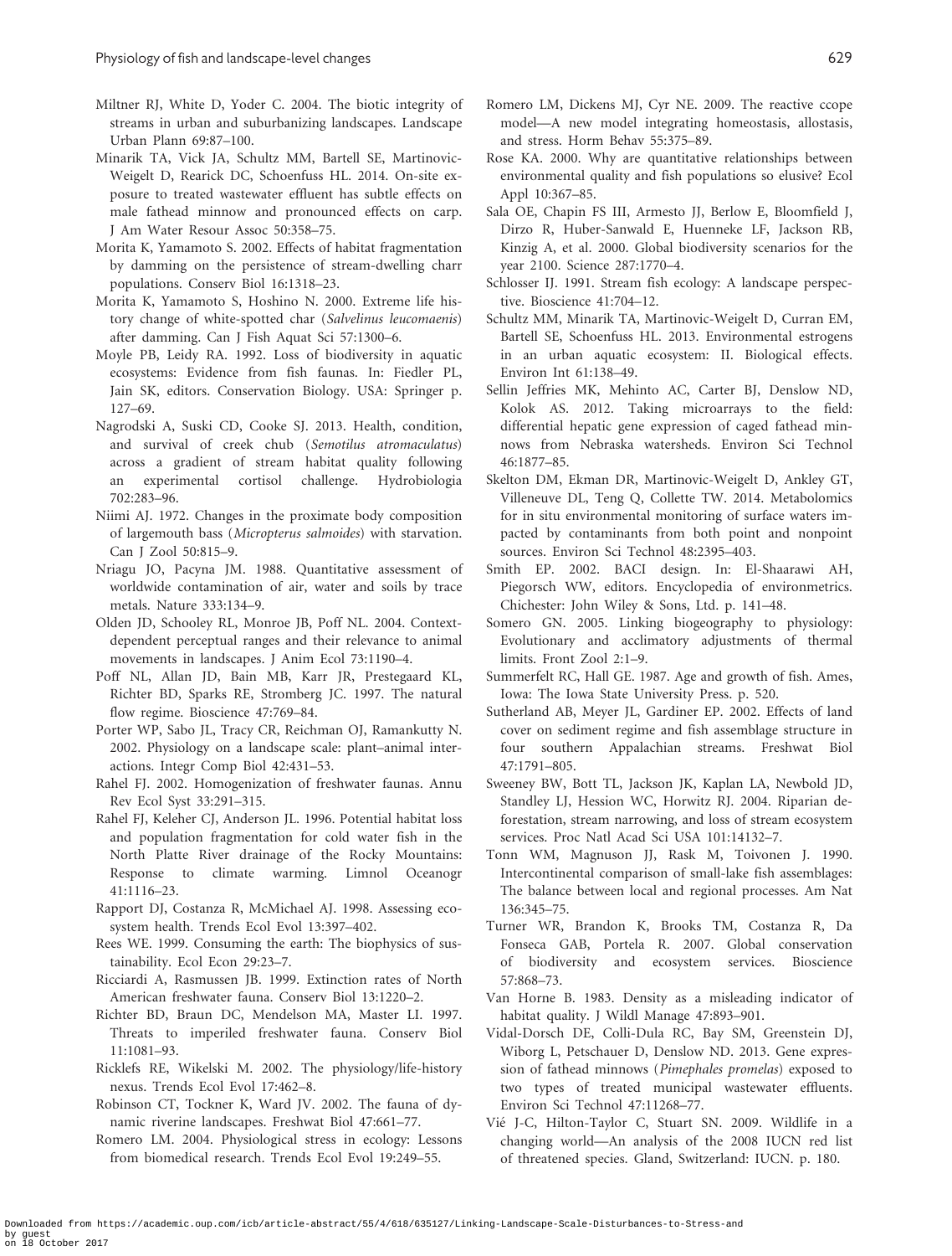Miltner RJ, White D, Yoder C. 2004. The biotic integrity of streams in urban and suburbanizing landscapes. Landscape Urban Plann 69:87–100.

Minarik TA, Vick JA, Schultz MM, Bartell SE, Martinovic-Weigelt D, Rearick DC, Schoenfuss HL. 2014. On-site exposure to treated wastewater effluent has subtle effects on male fathead minnow and pronounced effects on carp. J Am Water Resour Assoc 50:358–75.

Morita K, Yamamoto S. 2002. Effects of habitat fragmentation by damming on the persistence of stream-dwelling charr populations. Conserv Biol 16:1318–23.

Morita K, Yamamoto S, Hoshino N. 2000. Extreme life history change of white-spotted char (*Salvelinus leucomaenis*) after damming. Can J Fish Aquat Sci 57:1300–6.

Moyle PB, Leidy RA. 1992. Loss of biodiversity in aquatic ecosystems: Evidence from fish faunas. In: Fiedler PL, Jain SK, editors. Conservation Biology. USA: Springer p. 127–69.

Nagrodski A, Suski CD, Cooke SJ. 2013. Health, condition, and survival of creek chub (*Semotilus atromaculatus*) across a gradient of stream habitat quality following an experimental cortisol challenge. Hydrobiologia 702:283–96.

Niimi AJ. 1972. Changes in the proximate body composition of largemouth bass (*Micropterus salmoides*) with starvation. Can J Zool 50:815–9.

Nriagu JO, Pacyna JM. 1988. Quantitative assessment of worldwide contamination of air, water and soils by trace metals. Nature 333:134–9.

Olden JD, Schooley RL, Monroe JB, Poff NL. 2004. Context-dependent perceptual ranges and their relevance to animal movements in landscapes. J Anim Ecol 73:1190–4.

Poff NL, Allan JD, Bain MB, Karr JR, Prestegaard KL, Richter BD, Sparks RE, Stromberg JC. 1997. The natural flow regime. Bioscience 47:769–84.

Porter WP, Sabo JL, Tracy CR, Reichman OJ, Ramankutty N. 2002. Physiology on a landscape scale: plant–animal interactions. Integr Comp Biol 42:431–53.

Rahel FJ. 2002. Homogenization of freshwater faunas. Annu Rev Ecol Syst 33:291–315.

Rahel FJ, Keleher CJ, Anderson JL. 1996. Potential habitat loss and population fragmentation for cold water fish in the North Platte River drainage of the Rocky Mountains: Response to climate warming. Limnol Oceanogr 41:1116–23.

Rapport DJ, Costanza R, McMichael AJ. 1998. Assessing ecosystem health. Trends Ecol Evol 13:397–402.

Rees WE. 1999. Consuming the earth: The biophysics of sustainability. Ecol Econ 29:23–7.

Ricciardi A, Rasmussen JB. 1999. Extinction rates of North American freshwater fauna. Conserv Biol 13:1220–2.

Richter BD, Braun DC, Mendelson MA, Master LI. 1997. Threats to imperiled freshwater fauna. Conserv Biol 11:1081–93.

Ricklefs RE, Wikelski M. 2002. The physiology/life-history nexus. Trends Ecol Evol 17:462–8.

Robinson CT, Tockner K, Ward JV. 2002. The fauna of dynamic riverine landscapes. Freshwat Biol 47:661–77.

Romero LM. 2004. Physiological stress in ecology: Lessons from biomedical research. Trends Ecol Evol 19:249–55.

Romero LM, Dickens MJ, Cyr NE. 2009. The reactive ccope model—A new model integrating homeostasis, allostasis, and stress. Horm Behav 55:375–89.

Rose KA. 2000. Why are quantitative relationships between environmental quality and fish populations so elusive? Ecol Appl 10:367–85.

Sala OE, Chapin FS III, Armesto JJ, Berlow E, Bloomfield J, Dirzo R, Huber-Sanwald E, Huenneke LF, Jackson RB, Kinzig A, et al. 2000. Global biodiversity scenarios for the year 2100. Science 287:1770–4.

Schlosser IJ. 1991. Stream fish ecology: A landscape perspective. Bioscience 41:704–12.

Schultz MM, Minarik TA, Martinovic-Weigelt D, Curran EM, Bartell SE, Schoenfuss HL. 2013. Environmental estrogens in an urban aquatic ecosystem: II. Biological effects. Environ Int 61:138–49.

Sellin Jeffries MK, Mehinto AC, Carter BJ, Denslow ND, Kolok AS. 2012. Taking microarrays to the field: differential hepatic gene expression of caged fathead minnows from Nebraska watersheds. Environ Sci Technol 46:1877–85.

Skelton DM, Ekman DR, Martinovic-Weigelt D, Ankley GT, Villeneuve DL, Teng Q, Collette TW. 2014. Metabolomics for in situ environmental monitoring of surface waters impacted by contaminants from both point and nonpoint sources. Environ Sci Technol 48:2395–403.

Smith EP. 2002. BACI design. In: El-Shaarawi AH, Piegorsch WW, editors. Encyclopedia of environmetrics. Chichester: John Wiley & Sons, Ltd. p. 141–48.

Somero GN. 2005. Linking biogeography to physiology: Evolutionary and acclimatory adjustments of thermal limits. Front Zool 2:1–9.

Summerfelt RC, Hall GE. 1987. Age and growth of fish. Ames, Iowa: The Iowa State University Press. p. 520.

Sutherland AB, Meyer JL, Gardiner EP. 2002. Effects of land cover on sediment regime and fish assemblage structure in four southern Appalachian streams. Freshwat Biol 47:1791–805.

Sweeney BW, Bott TL, Jackson JK, Kaplan LA, Newbold JD, Standley LJ, Hession WC, Horwitz RJ. 2004. Riparian deforestation, stream narrowing, and loss of stream ecosystem services. Proc Natl Acad Sci USA 101:14132–7.

Tonn WM, Magnuson JJ, Rask M, Toivonen J. 1990. Intercontinental comparison of small-lake fish assemblages: The balance between local and regional processes. Am Nat 136:345–75.

Turner WR, Brandon K, Brooks TM, Costanza R, Da Fonseca GAB, Portela R. 2007. Global conservation of biodiversity and ecosystem services. Bioscience 57:868–73.

Van Horne B. 1983. Density as a misleading indicator of habitat quality. J Wildl Manage 47:893–901.

Vidal-Dorsch DE, Colli-Dula RC, Bay SM, Greenstein DJ, Wiborg L, Petschauer D, Denslow ND. 2013. Gene expression of fathead minnows (*Pimephales promelas*) exposed to two types of treated municipal wastewater effluents. Environ Sci Technol 47:11268–77.

Vié J-C, Hilton-Taylor C, Stuart SN. 2009. Wildlife in a changing world—An analysis of the 2008 IUCN red list of threatened species. Gland, Switzerland: IUCN. p. 180.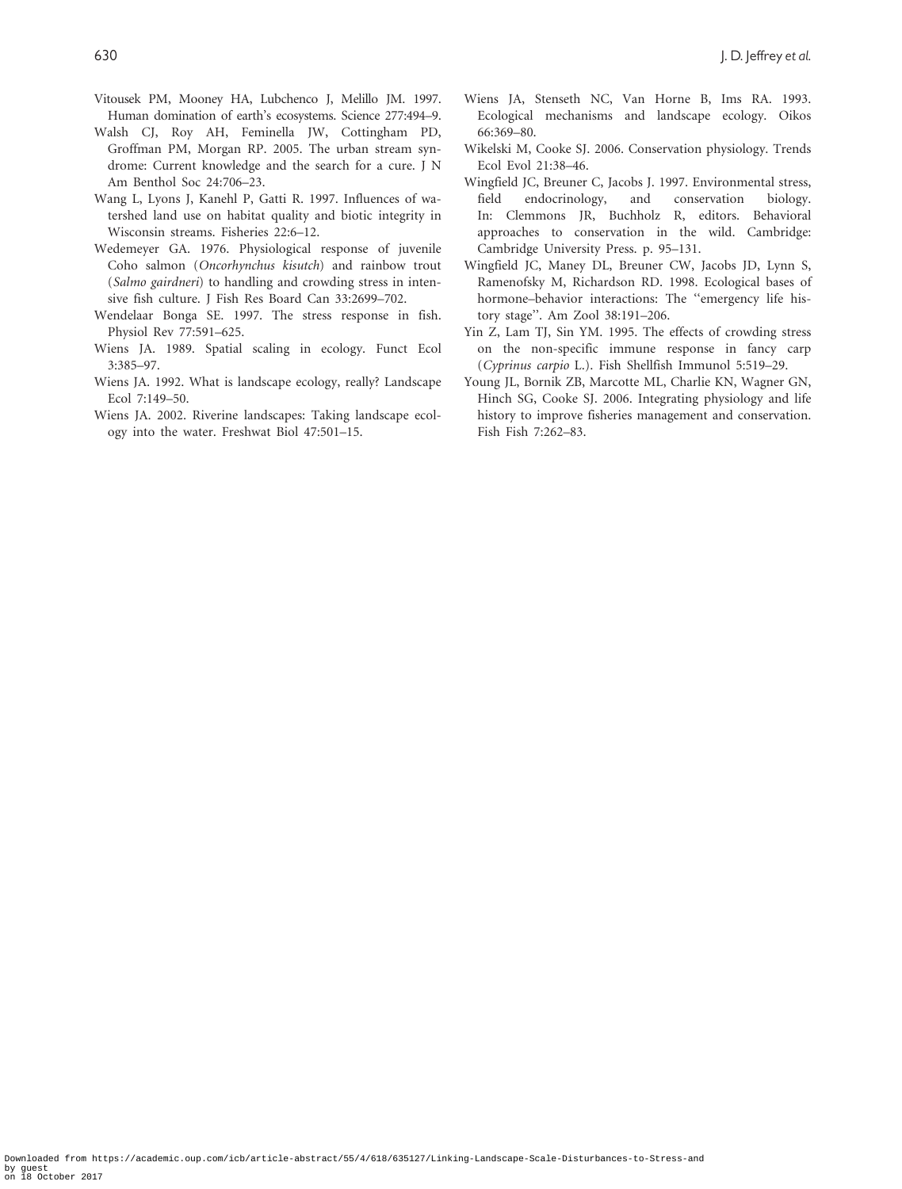Vitousek PM, Mooney HA, Lubchenco J, Melillo JM. 1997. Human domination of earth's ecosystems. Science 277:494–9.

Walsh CJ, Roy AH, Feminella JW, Cottingham PD, Groffman PM, Morgan RP. 2005. The urban stream syndrome: Current knowledge and the search for a cure. J N Am Benthol Soc 24:706–23.

Wang L, Lyons J, Kanehl P, Gatti R. 1997. Influences of watershed land use on habitat quality and biotic integrity in Wisconsin streams. Fisheries 22:6–12.

Wedemeyer GA. 1976. Physiological response of juvenile Coho salmon (*Oncorhynchus kisutch*) and rainbow trout (*Salmo gairdneri*) to handling and crowding stress in intensive fish culture. J Fish Res Board Can 33:2699–702.

Wendelaar Bonga SE. 1997. The stress response in fish. Physiol Rev 77:591–625.

Wiens JA. 1989. Spatial scaling in ecology. Funct Ecol 3:385–97.

Wiens JA. 1992. What is landscape ecology, really? Landscape Ecol 7:149–50.

Wiens JA. 2002. Riverine landscapes: Taking landscape ecology into the water. Freshwat Biol 47:501–15.

Wiens JA, Stenseth NC, Van Horne B, Ims RA. 1993. Ecological mechanisms and landscape ecology. Oikos 66:369–80.

Wikelski M, Cooke SJ. 2006. Conservation physiology. Trends Ecol Evol 21:38–46.

Wingfield JC, Breuner C, Jacobs J. 1997. Environmental stress, field endocrinology, and conservation biology. In: Clemmons JR, Buchholz R, editors. Behavioral approaches to conservation in the wild. Cambridge: Cambridge University Press. p. 95–131.

Wingfield JC, Maney DL, Breuner CW, Jacobs JD, Lynn S, Ramenofsky M, Richardson RD. 1998. Ecological bases of hormone–behavior interactions: The ''emergency life history stage''. Am Zool 38:191–206.

Yin Z, Lam TJ, Sin YM. 1995. The effects of crowding stress on the non-specific immune response in fancy carp (*Cyprinus carpio* L.). Fish Shellfish Immunol 5:519–29.

Young JL, Bornik ZB, Marcotte ML, Charlie KN, Wagner GN, Hinch SG, Cooke SJ. 2006. Integrating physiology and life history to improve fisheries management and conservation. Fish Fish 7:262–83.